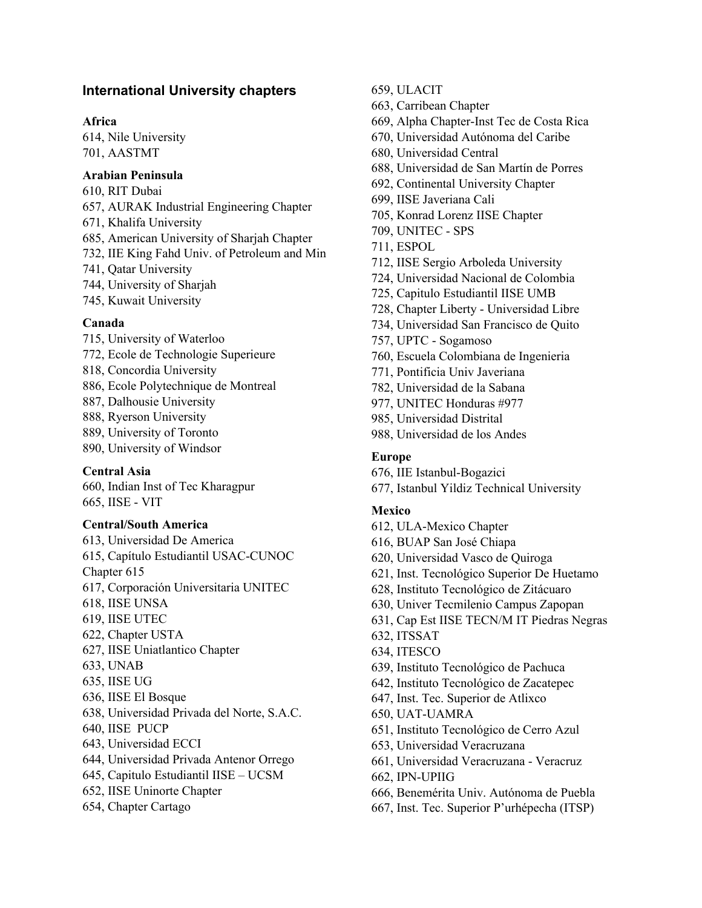## International University chapters

### Africa

614, Nile University
701, AASTMT

### Arabian Peninsula

610, RIT Dubai
657, AURAK Industrial Engineering Chapter
671, Khalifa University
685, American University of Sharjah Chapter
732, IIE King Fahd Univ. of Petroleum and Min
741, Qatar University
744, University of Sharjah
745, Kuwait University

### Canada

715, University of Waterloo
772, Ecole de Technologie Superieure
818, Concordia University
886, Ecole Polytechnique de Montreal
887, Dalhousie University
888, Ryerson University
889, University of Toronto
890, University of Windsor

### Central Asia

660, Indian Inst of Tec Kharagpur
665, IISE - VIT

### Central/South America

613, Universidad De America
615, Capítulo Estudiantil USAC-CUNOC Chapter 615
617, Corporación Universitaria UNITEC
618, IISE UNSA
619, IISE UTEC
622, Chapter USTA
627, IISE Uniatlantico Chapter
633, UNAB
635, IISE UG
636, IISE El Bosque
638, Universidad Privada del Norte, S.A.C.
640, IISE PUCP
643, Universidad ECCI
644, Universidad Privada Antenor Orrego
645, Capitulo Estudiantil IISE – UCSM
652, IISE Uninorte Chapter
654, Chapter Cartago
659, ULACIT
663, Carribean Chapter
669, Alpha Chapter-Inst Tec de Costa Rica
670, Universidad Autónoma del Caribe
680, Universidad Central
688, Universidad de San Martín de Porres
692, Continental University Chapter
699, IISE Javeriana Cali
705, Konrad Lorenz IISE Chapter
709, UNITEC - SPS
711, ESPOL
712, IISE Sergio Arboleda University
724, Universidad Nacional de Colombia
725, Capitulo Estudiantil IISE UMB
728, Chapter Liberty - Universidad Libre
734, Universidad San Francisco de Quito
757, UPTC - Sogamoso
760, Escuela Colombiana de Ingenieria
771, Pontificia Univ Javeriana
782, Universidad de la Sabana
977, UNITEC Honduras #977
985, Universidad Distrital
988, Universidad de los Andes

### Europe

676, IIE Istanbul-Bogazici
677, Istanbul Yildiz Technical University

### Mexico

612, ULA-Mexico Chapter
616, BUAP San José Chiapa
620, Universidad Vasco de Quiroga
621, Inst. Tecnológico Superior De Huetamo
628, Instituto Tecnológico de Zitácuaro
630, Univer Tecmilenio Campus Zapopan
631, Cap Est IISE TECN/M IT Piedras Negras
632, ITSSAT
634, ITESCO
639, Instituto Tecnológico de Pachuca
642, Instituto Tecnológico de Zacatepec
647, Inst. Tec. Superior de Atlixco
650, UAT-UAMRA
651, Instituto Tecnológico de Cerro Azul
653, Universidad Veracruzana
661, Universidad Veracruzana - Veracruz
662, IPN-UPIIG
666, Benemérita Univ. Autónoma de Puebla
667, Inst. Tec. Superior P'urhépecha (ITSP)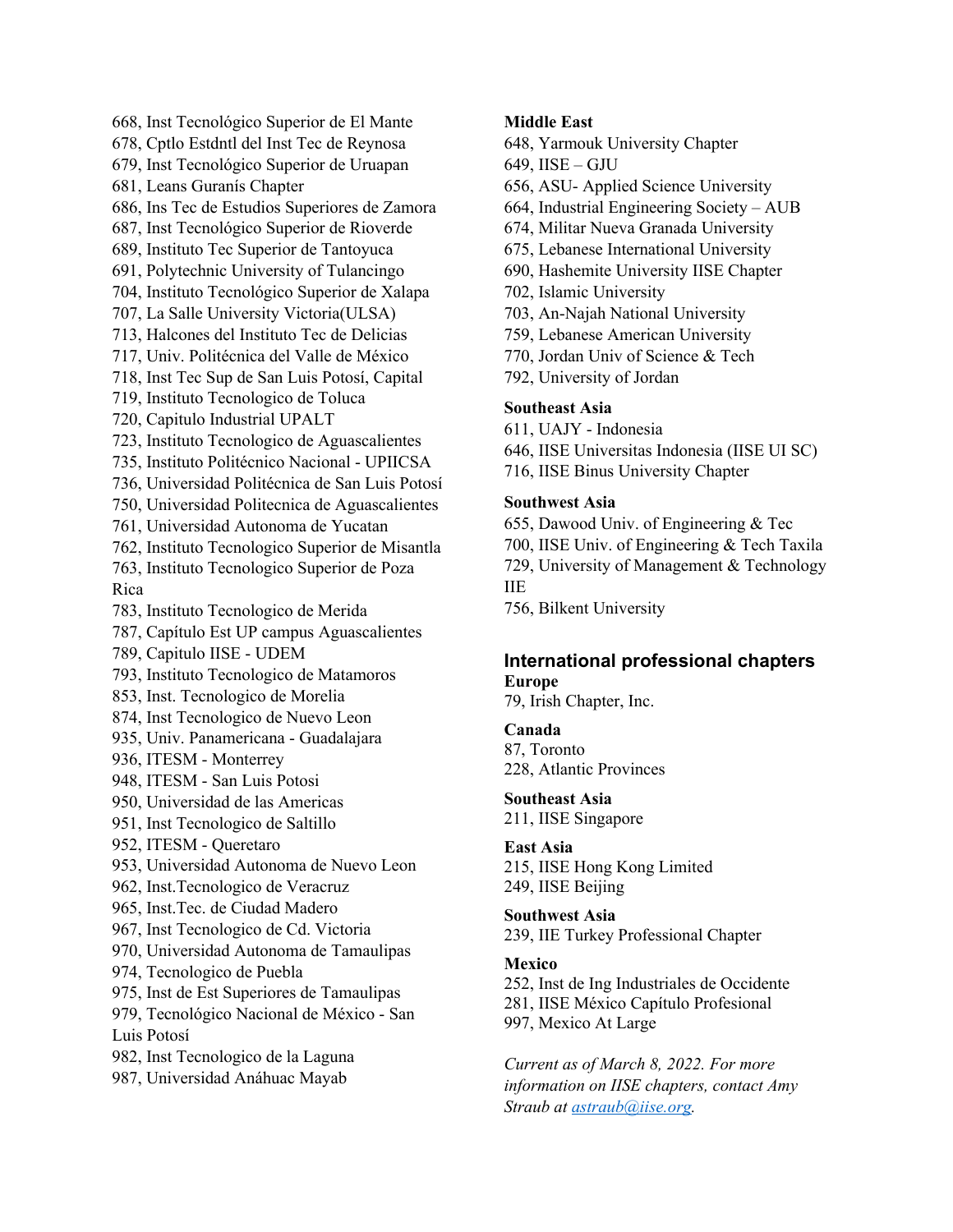668, Inst Tecnológico Superior de El Mante
678, Cptlo Estdntl del Inst Tec de Reynosa
679, Inst Tecnológico Superior de Uruapan
681, Leans Guranís Chapter
686, Ins Tec de Estudios Superiores de Zamora
687, Inst Tecnológico Superior de Rioverde
689, Instituto Tec Superior de Tantoyuca
691, Polytechnic University of Tulancingo
704, Instituto Tecnológico Superior de Xalapa
707, La Salle University Victoria(ULSA)
713, Halcones del Instituto Tec de Delicias
717, Univ. Politécnica del Valle de México
718, Inst Tec Sup de San Luis Potosí, Capital
719, Instituto Tecnologico de Toluca
720, Capitulo Industrial UPALT
723, Instituto Tecnologico de Aguascalientes
735, Instituto Politécnico Nacional - UPIICSA
736, Universidad Politécnica de San Luis Potosí
750, Universidad Politecnica de Aguascalientes
761, Universidad Autonoma de Yucatan
762, Instituto Tecnologico Superior de Misantla
763, Instituto Tecnologico Superior de Poza Rica
783, Instituto Tecnologico de Merida
787, Capítulo Est UP campus Aguascalientes
789, Capitulo IISE - UDEM
793, Instituto Tecnologico de Matamoros
853, Inst. Tecnologico de Morelia
874, Inst Tecnologico de Nuevo Leon
935, Univ. Panamericana - Guadalajara
936, ITESM - Monterrey
948, ITESM - San Luis Potosi
950, Universidad de las Americas
951, Inst Tecnologico de Saltillo
952, ITESM - Queretaro
953, Universidad Autonoma de Nuevo Leon
962, Inst.Tecnologico de Veracruz
965, Inst.Tec. de Ciudad Madero
967, Inst Tecnologico de Cd. Victoria
970, Universidad Autonoma de Tamaulipas
974, Tecnologico de Puebla
975, Inst de Est Superiores de Tamaulipas
979, Tecnológico Nacional de México - San Luis Potosí
982, Inst Tecnologico de la Laguna
987, Universidad Anáhuac Mayab

**Middle East**
648, Yarmouk University Chapter
649, IISE – GJU
656, ASU- Applied Science University
664, Industrial Engineering Society – AUB
674, Militar Nueva Granada University
675, Lebanese International University
690, Hashemite University IISE Chapter
702, Islamic University
703, An-Najah National University
759, Lebanese American University
770, Jordan Univ of Science & Tech
792, University of Jordan

**Southeast Asia**
611, UAJY - Indonesia
646, IISE Universitas Indonesia (IISE UI SC)
716, IISE Binus University Chapter

**Southwest Asia**
655, Dawood Univ. of Engineering & Tec
700, IISE Univ. of Engineering & Tech Taxila
729, University of Management & Technology IIE
756, Bilkent University

## International professional chapters

**Europe**
79, Irish Chapter, Inc.

**Canada**
87, Toronto
228, Atlantic Provinces

**Southeast Asia**
211, IISE Singapore

**East Asia**
215, IISE Hong Kong Limited
249, IISE Beijing

**Southwest Asia**
239, IIE Turkey Professional Chapter

**Mexico**
252, Inst de Ing Industriales de Occidente
281, IISE México Capítulo Profesional
997, Mexico At Large

*Current as of March 8, 2022. For more information on IISE chapters, contact Amy Straub at astraub@iise.org.*